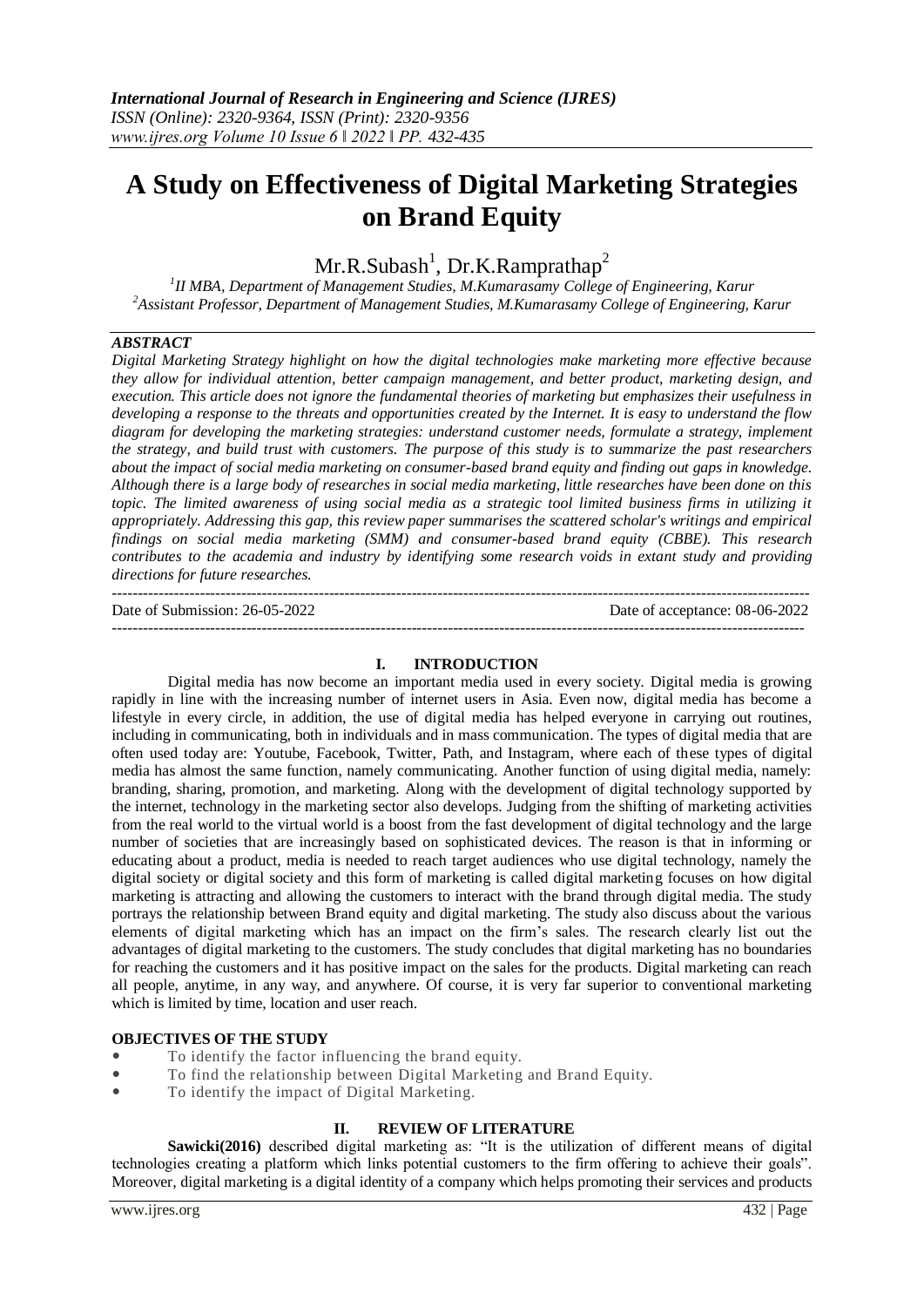# A Study on Effectiveness of Digital Marketing Strategies on Brand Equity

Mr.R.Subash[1], Dr.K.Ramprathap[2]

[1]*II MBA, Department of Management Studies, M.Kumarasamy College of Engineering, Karur*
[2]*Assistant Professor, Department of Management Studies, M.Kumarasamy College of Engineering, Karur*

***ABSTRACT***

*Digital Marketing Strategy highlight on how the digital technologies make marketing more effective because they allow for individual attention, better campaign management, and better product, marketing design, and execution. This article does not ignore the fundamental theories of marketing but emphasizes their usefulness in developing a response to the threats and opportunities created by the Internet. It is easy to understand the flow diagram for developing the marketing strategies: understand customer needs, formulate a strategy, implement the strategy, and build trust with customers. The purpose of this study is to summarize the past researchers about the impact of social media marketing on consumer-based brand equity and finding out gaps in knowledge. Although there is a large body of researches in social media marketing, little researches have been done on this topic. The limited awareness of using social media as a strategic tool limited business firms in utilizing it appropriately. Addressing this gap, this review paper summarises the scattered scholar's writings and empirical findings on social media marketing (SMM) and consumer-based brand equity (CBBE). This research contributes to the academia and industry by identifying some research voids in extant study and providing directions for future researches.*

---

Date of Submission: 26-05-2022 Date of acceptance: 08-06-2022

---

## I. INTRODUCTION

Digital media has now become an important media used in every society. Digital media is growing rapidly in line with the increasing number of internet users in Asia. Even now, digital media has become a lifestyle in every circle, in addition, the use of digital media has helped everyone in carrying out routines, including in communicating, both in individuals and in mass communication. The types of digital media that are often used today are: Youtube, Facebook, Twitter, Path, and Instagram, where each of these types of digital media has almost the same function, namely communicating. Another function of using digital media, namely: branding, sharing, promotion, and marketing. Along with the development of digital technology supported by the internet, technology in the marketing sector also develops. Judging from the shifting of marketing activities from the real world to the virtual world is a boost from the fast development of digital technology and the large number of societies that are increasingly based on sophisticated devices. The reason is that in informing or educating about a product, media is needed to reach target audiences who use digital technology, namely the digital society or digital society and this form of marketing is called digital marketing focuses on how digital marketing is attracting and allowing the customers to interact with the brand through digital media. The study portrays the relationship between Brand equity and digital marketing. The study also discuss about the various elements of digital marketing which has an impact on the firm's sales. The research clearly list out the advantages of digital marketing to the customers. The study concludes that digital marketing has no boundaries for reaching the customers and it has positive impact on the sales for the products. Digital marketing can reach all people, anytime, in any way, and anywhere. Of course, it is very far superior to conventional marketing which is limited by time, location and user reach.

### OBJECTIVES OF THE STUDY

- To identify the factor influencing the brand equity.
- To find the relationship between Digital Marketing and Brand Equity.
- To identify the impact of Digital Marketing.

## II. REVIEW OF LITERATURE

**Sawicki(2016)** described digital marketing as: "It is the utilization of different means of digital technologies creating a platform which links potential customers to the firm offering to achieve their goals". Moreover, digital marketing is a digital identity of a company which helps promoting their services and products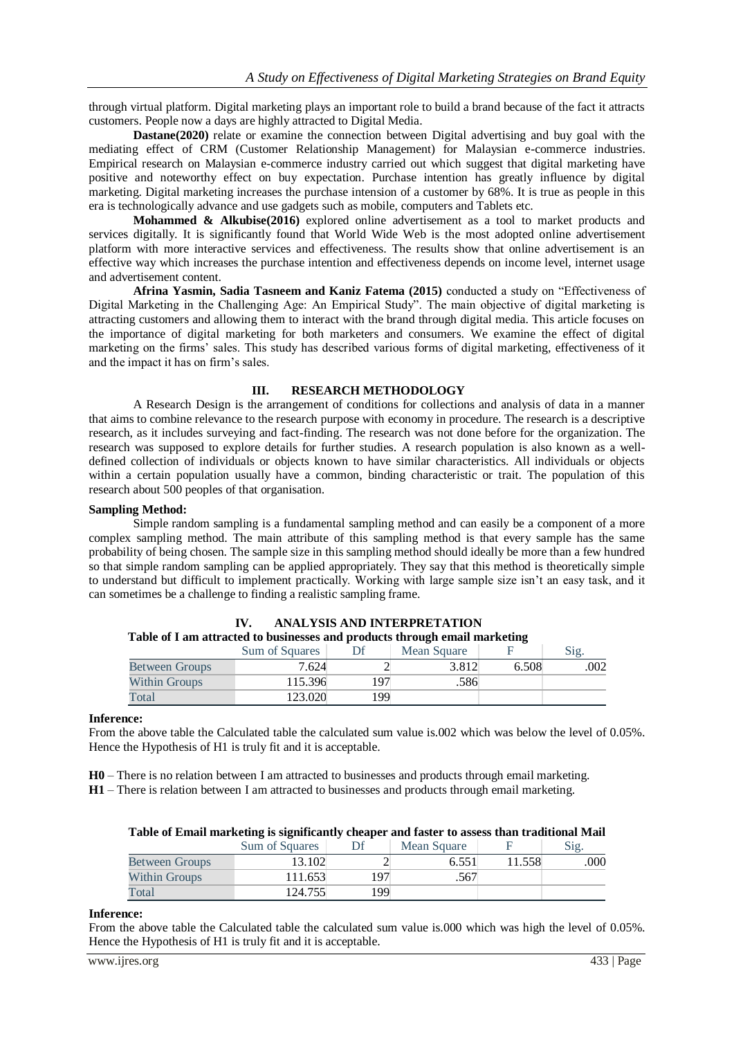through virtual platform. Digital marketing plays an important role to build a brand because of the fact it attracts customers. People now a days are highly attracted to Digital Media.

**Dastane(2020)** relate or examine the connection between Digital advertising and buy goal with the mediating effect of CRM (Customer Relationship Management) for Malaysian e-commerce industries. Empirical research on Malaysian e-commerce industry carried out which suggest that digital marketing have positive and noteworthy effect on buy expectation. Purchase intention has greatly influence by digital marketing. Digital marketing increases the purchase intension of a customer by 68%. It is true as people in this era is technologically advance and use gadgets such as mobile, computers and Tablets etc.

**Mohammed & Alkubise(2016)** explored online advertisement as a tool to market products and services digitally. It is significantly found that World Wide Web is the most adopted online advertisement platform with more interactive services and effectiveness. The results show that online advertisement is an effective way which increases the purchase intention and effectiveness depends on income level, internet usage and advertisement content.

**Afrina Yasmin, Sadia Tasneem and Kaniz Fatema (2015)** conducted a study on "Effectiveness of Digital Marketing in the Challenging Age: An Empirical Study". The main objective of digital marketing is attracting customers and allowing them to interact with the brand through digital media. This article focuses on the importance of digital marketing for both marketers and consumers. We examine the effect of digital marketing on the firms' sales. This study has described various forms of digital marketing, effectiveness of it and the impact it has on firm's sales.

## III. RESEARCH METHODOLOGY

A Research Design is the arrangement of conditions for collections and analysis of data in a manner that aims to combine relevance to the research purpose with economy in procedure. The research is a descriptive research, as it includes surveying and fact-finding. The research was not done before for the organization. The research was supposed to explore details for further studies. A research population is also known as a well-defined collection of individuals or objects known to have similar characteristics. All individuals or objects within a certain population usually have a common, binding characteristic or trait. The population of this research about 500 peoples of that organisation.

**Sampling Method:**

Simple random sampling is a fundamental sampling method and can easily be a component of a more complex sampling method. The main attribute of this sampling method is that every sample has the same probability of being chosen. The sample size in this sampling method should ideally be more than a few hundred so that simple random sampling can be applied appropriately. They say that this method is theoretically simple to understand but difficult to implement practically. Working with large sample size isn't an easy task, and it can sometimes be a challenge to finding a realistic sampling frame.

## IV. ANALYSIS AND INTERPRETATION

**Table of I am attracted to businesses and products through email marketing**

| | Sum of Squares | Df | Mean Square | F | Sig. |
|---|---|---|---|---|---|
| Between Groups | 7.624 | 2 | 3.812 | 6.508 | .002 |
| Within Groups | 115.396 | 197 | .586 | | |
| Total | 123.020 | 199 | | | |

**Inference:**

From the above table the Calculated table the calculated sum value is.002 which was below the level of 0.05%. Hence the Hypothesis of H1 is truly fit and it is acceptable.

**H0** – There is no relation between I am attracted to businesses and products through email marketing.

**H1** – There is relation between I am attracted to businesses and products through email marketing.

**Table of Email marketing is significantly cheaper and faster to assess than traditional Mail**

| | Sum of Squares | Df | Mean Square | F | Sig. |
|---|---|---|---|---|---|
| Between Groups | 13.102 | 2 | 6.551 | 11.558 | .000 |
| Within Groups | 111.653 | 197 | .567 | | |
| Total | 124.755 | 199 | | | |

**Inference:**

From the above table the Calculated table the calculated sum value is.000 which was high the level of 0.05%. Hence the Hypothesis of H1 is truly fit and it is acceptable.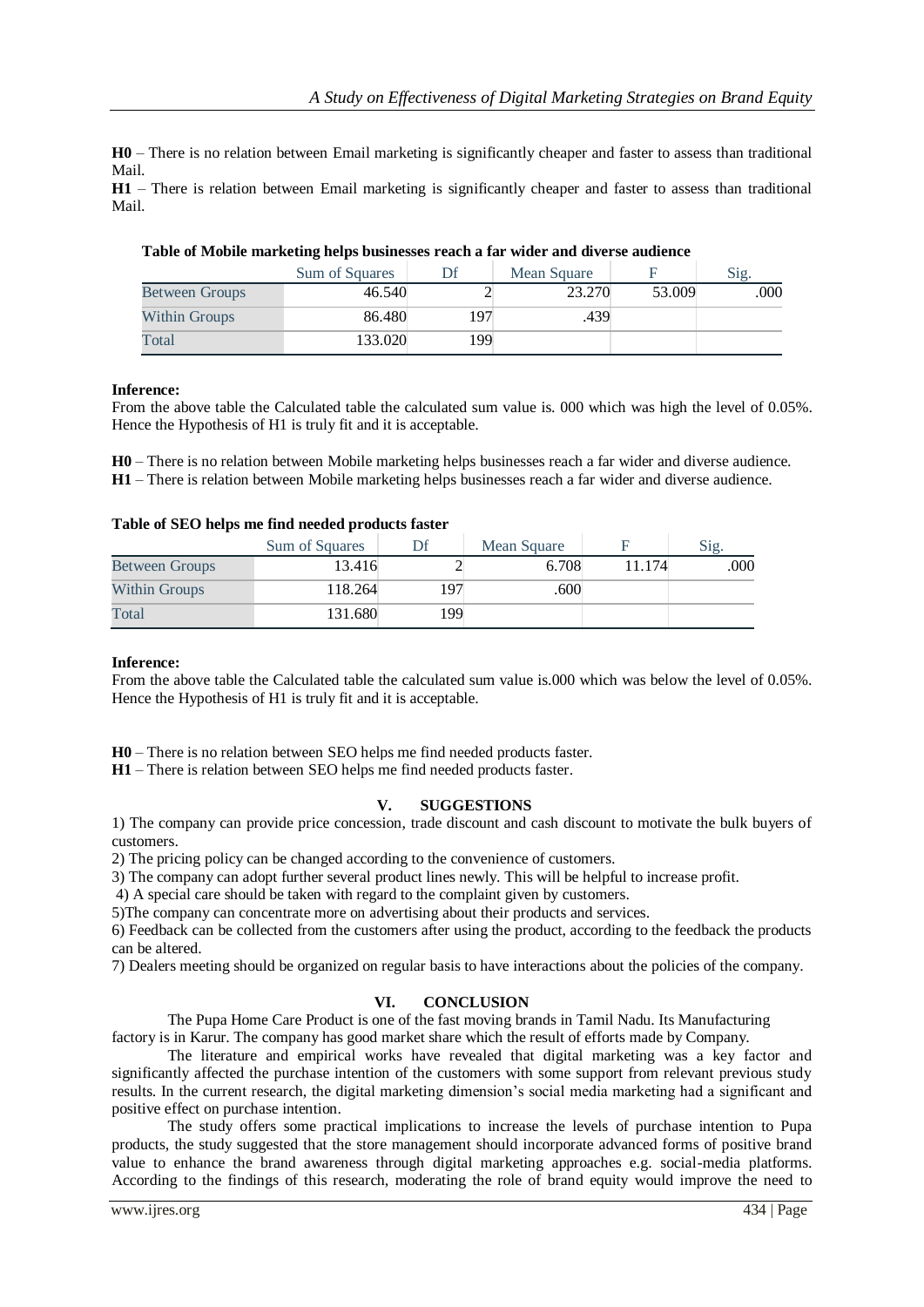**H0** – There is no relation between Email marketing is significantly cheaper and faster to assess than traditional Mail.

**H1** – There is relation between Email marketing is significantly cheaper and faster to assess than traditional Mail.

**Table of Mobile marketing helps businesses reach a far wider and diverse audience**

| | Sum of Squares | Df | Mean Square | F | Sig. |
|---|---|---|---|---|---|
| Between Groups | 46.540 | 2 | 23.270 | 53.009 | .000 |
| Within Groups | 86.480 | 197 | .439 | | |
| Total | 133.020 | 199 | | | |

**Inference:**

From the above table the Calculated table the calculated sum value is. 000 which was high the level of 0.05%. Hence the Hypothesis of H1 is truly fit and it is acceptable.

**H0** – There is no relation between Mobile marketing helps businesses reach a far wider and diverse audience.

**H1** – There is relation between Mobile marketing helps businesses reach a far wider and diverse audience.

**Table of SEO helps me find needed products faster**

| | Sum of Squares | Df | Mean Square | F | Sig. |
|---|---|---|---|---|---|
| Between Groups | 13.416 | 2 | 6.708 | 11.174 | .000 |
| Within Groups | 118.264 | 197 | .600 | | |
| Total | 131.680 | 199 | | | |

**Inference:**

From the above table the Calculated table the calculated sum value is.000 which was below the level of 0.05%. Hence the Hypothesis of H1 is truly fit and it is acceptable.

**H0** – There is no relation between SEO helps me find needed products faster.

**H1** – There is relation between SEO helps me find needed products faster.

## V. SUGGESTIONS

1) The company can provide price concession, trade discount and cash discount to motivate the bulk buyers of customers.

2) The pricing policy can be changed according to the convenience of customers.

3) The company can adopt further several product lines newly. This will be helpful to increase profit.

4) A special care should be taken with regard to the complaint given by customers.

5)The company can concentrate more on advertising about their products and services.

6) Feedback can be collected from the customers after using the product, according to the feedback the products can be altered.

7) Dealers meeting should be organized on regular basis to have interactions about the policies of the company.

## VI. CONCLUSION

The Pupa Home Care Product is one of the fast moving brands in Tamil Nadu. Its Manufacturing factory is in Karur. The company has good market share which the result of efforts made by Company.

The literature and empirical works have revealed that digital marketing was a key factor and significantly affected the purchase intention of the customers with some support from relevant previous study results. In the current research, the digital marketing dimension's social media marketing had a significant and positive effect on purchase intention.

The study offers some practical implications to increase the levels of purchase intention to Pupa products, the study suggested that the store management should incorporate advanced forms of positive brand value to enhance the brand awareness through digital marketing approaches e.g. social-media platforms. According to the findings of this research, moderating the role of brand equity would improve the need to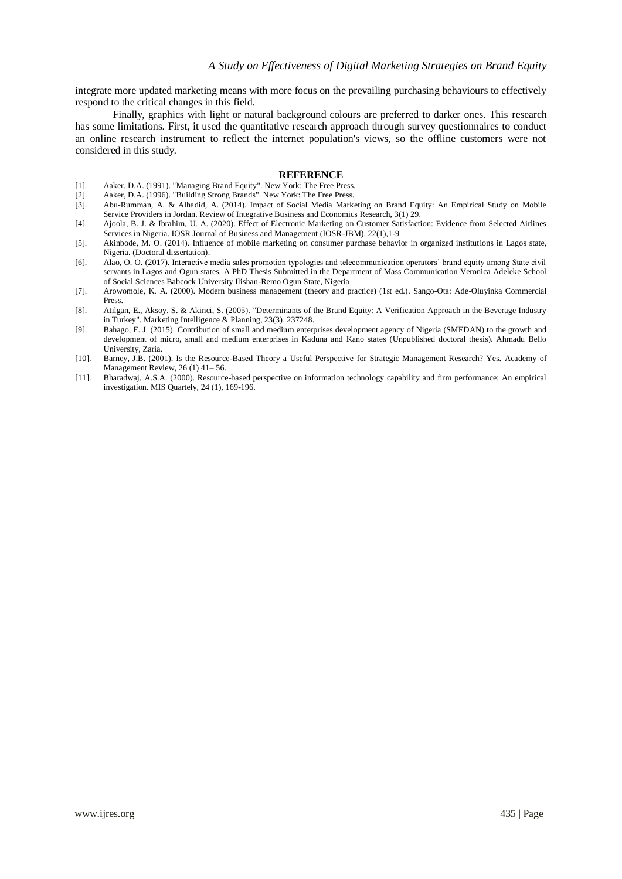integrate more updated marketing means with more focus on the prevailing purchasing behaviours to effectively respond to the critical changes in this field.

Finally, graphics with light or natural background colours are preferred to darker ones. This research has some limitations. First, it used the quantitative research approach through survey questionnaires to conduct an online research instrument to reflect the internet population's views, so the offline customers were not considered in this study.

## REFERENCE

[1]. Aaker, D.A. (1991). "Managing Brand Equity". New York: The Free Press.

[2]. Aaker, D.A. (1996). "Building Strong Brands". New York: The Free Press.

[3]. Abu-Rumman, A. & Alhadid, A. (2014). Impact of Social Media Marketing on Brand Equity: An Empirical Study on Mobile Service Providers in Jordan. Review of Integrative Business and Economics Research, 3(1) 29.

[4]. Ajoola, B. J. & Ibrahim, U. A. (2020). Effect of Electronic Marketing on Customer Satisfaction: Evidence from Selected Airlines Services in Nigeria. IOSR Journal of Business and Management (IOSR-JBM). 22(1),1-9

[5]. Akinbode, M. O. (2014). Influence of mobile marketing on consumer purchase behavior in organized institutions in Lagos state, Nigeria. (Doctoral dissertation).

[6]. Alao, O. O. (2017). Interactive media sales promotion typologies and telecommunication operators' brand equity among State civil servants in Lagos and Ogun states. A PhD Thesis Submitted in the Department of Mass Communication Veronica Adeleke School of Social Sciences Babcock University Ilishan-Remo Ogun State, Nigeria

[7]. Arowomole, K. A. (2000). Modern business management (theory and practice) (1st ed.). Sango-Ota: Ade-Oluyinka Commercial Press.

[8]. Atilgan, E., Aksoy, S. & Akinci, S. (2005). "Determinants of the Brand Equity: A Verification Approach in the Beverage Industry in Turkey". Marketing Intelligence & Planning, 23(3), 237248.

[9]. Bahago, F. J. (2015). Contribution of small and medium enterprises development agency of Nigeria (SMEDAN) to the growth and development of micro, small and medium enterprises in Kaduna and Kano states (Unpublished doctoral thesis). Ahmadu Bello University, Zaria.

[10]. Barney, J.B. (2001). Is the Resource-Based Theory a Useful Perspective for Strategic Management Research? Yes. Academy of Management Review, 26 (1) 41– 56.

[11]. Bharadwaj, A.S.A. (2000). Resource-based perspective on information technology capability and firm performance: An empirical investigation. MIS Quartely, 24 (1), 169-196.